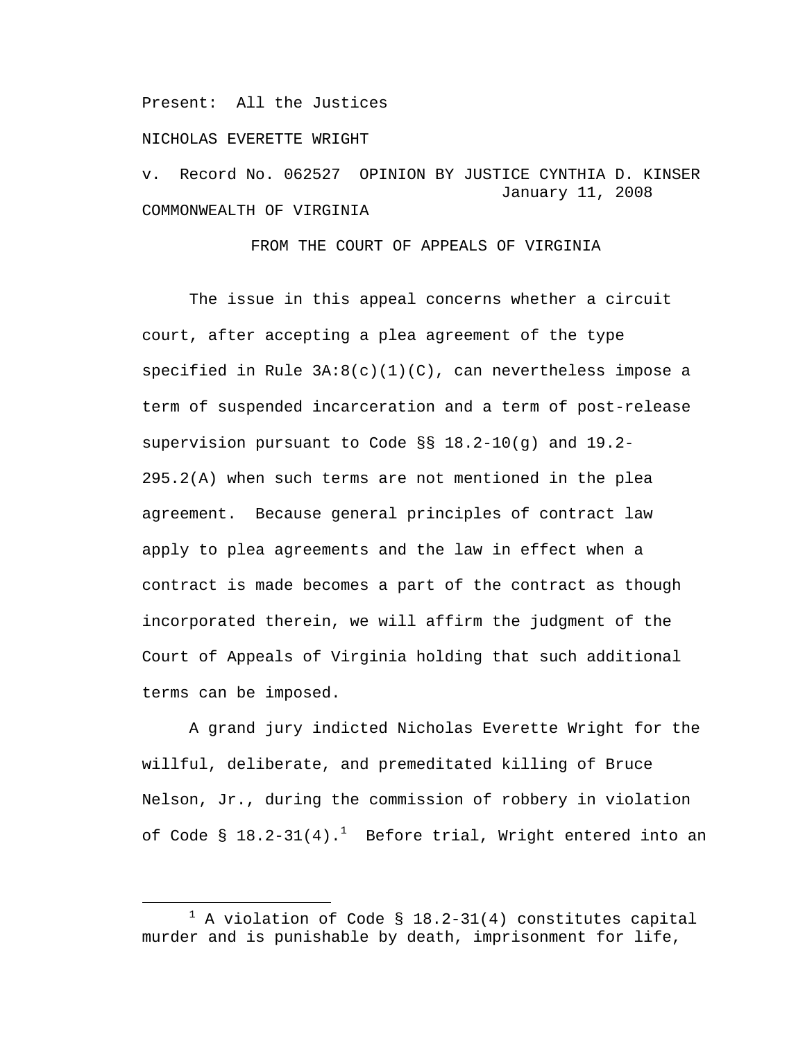Present: All the Justices

NICHOLAS EVERETTE WRIGHT

v. Record No. 062527 OPINION BY JUSTICE CYNTHIA D. KINSER
January 11, 2008

COMMONWEALTH OF VIRGINIA

FROM THE COURT OF APPEALS OF VIRGINIA

The issue in this appeal concerns whether a circuit court, after accepting a plea agreement of the type specified in Rule 3A:8(c)(1)(C), can nevertheless impose a term of suspended incarceration and a term of post-release supervision pursuant to Code §§ 18.2-10(g) and 19.2-295.2(A) when such terms are not mentioned in the plea agreement. Because general principles of contract law apply to plea agreements and the law in effect when a contract is made becomes a part of the contract as though incorporated therein, we will affirm the judgment of the Court of Appeals of Virginia holding that such additional terms can be imposed.

A grand jury indicted Nicholas Everette Wright for the willful, deliberate, and premeditated killing of Bruce Nelson, Jr., during the commission of robbery in violation of Code § 18.2-31(4).[1] Before trial, Wright entered into an

---

[1] A violation of Code § 18.2-31(4) constitutes capital murder and is punishable by death, imprisonment for life,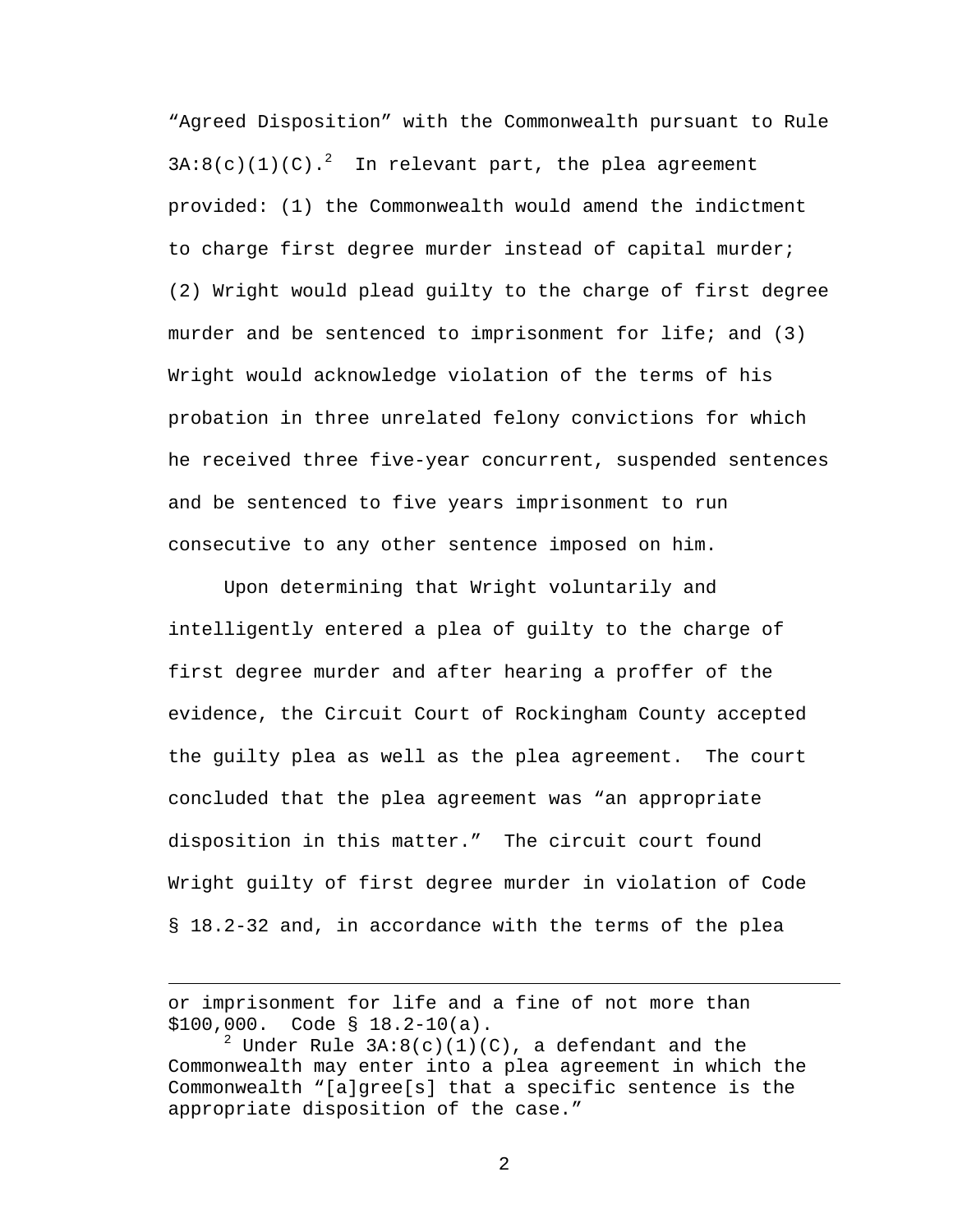"Agreed Disposition" with the Commonwealth pursuant to Rule 3A:8(c)(1)(C).[2] In relevant part, the plea agreement provided: (1) the Commonwealth would amend the indictment to charge first degree murder instead of capital murder; (2) Wright would plead guilty to the charge of first degree murder and be sentenced to imprisonment for life; and (3) Wright would acknowledge violation of the terms of his probation in three unrelated felony convictions for which he received three five-year concurrent, suspended sentences and be sentenced to five years imprisonment to run consecutive to any other sentence imposed on him.

Upon determining that Wright voluntarily and intelligently entered a plea of guilty to the charge of first degree murder and after hearing a proffer of the evidence, the Circuit Court of Rockingham County accepted the guilty plea as well as the plea agreement. The court concluded that the plea agreement was "an appropriate disposition in this matter." The circuit court found Wright guilty of first degree murder in violation of Code § 18.2-32 and, in accordance with the terms of the plea

---

or imprisonment for life and a fine of not more than $100,000. Code § 18.2-10(a).

[2] Under Rule 3A:8(c)(1)(C), a defendant and the Commonwealth may enter into a plea agreement in which the Commonwealth "[a]gree[s] that a specific sentence is the appropriate disposition of the case."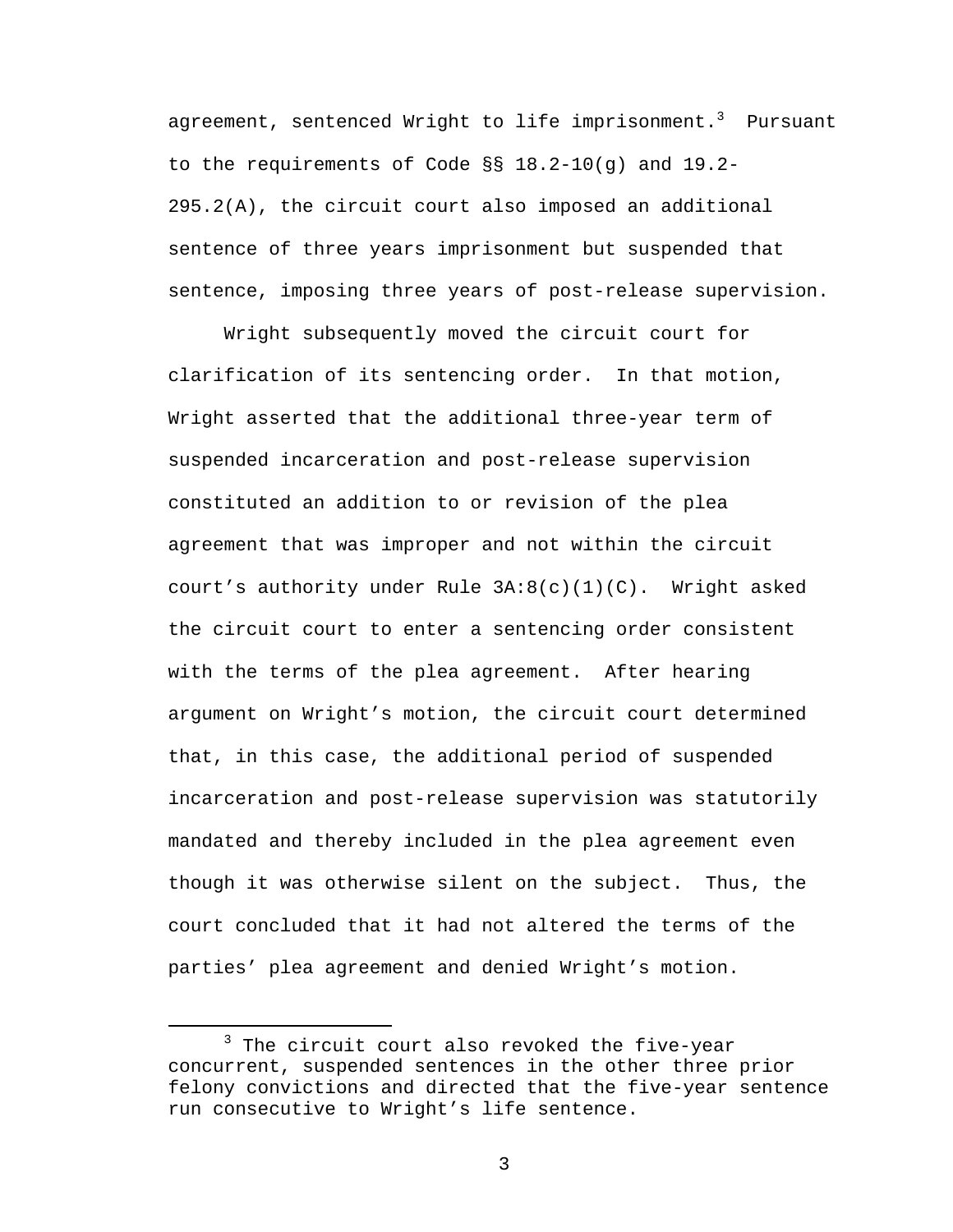agreement, sentenced Wright to life imprisonment.[3] Pursuant to the requirements of Code §§ 18.2-10(g) and 19.2-295.2(A), the circuit court also imposed an additional sentence of three years imprisonment but suspended that sentence, imposing three years of post-release supervision.

Wright subsequently moved the circuit court for clarification of its sentencing order. In that motion, Wright asserted that the additional three-year term of suspended incarceration and post-release supervision constituted an addition to or revision of the plea agreement that was improper and not within the circuit court's authority under Rule 3A:8(c)(1)(C). Wright asked the circuit court to enter a sentencing order consistent with the terms of the plea agreement. After hearing argument on Wright's motion, the circuit court determined that, in this case, the additional period of suspended incarceration and post-release supervision was statutorily mandated and thereby included in the plea agreement even though it was otherwise silent on the subject. Thus, the court concluded that it had not altered the terms of the parties' plea agreement and denied Wright's motion.

---

[3] The circuit court also revoked the five-year concurrent, suspended sentences in the other three prior felony convictions and directed that the five-year sentence run consecutive to Wright's life sentence.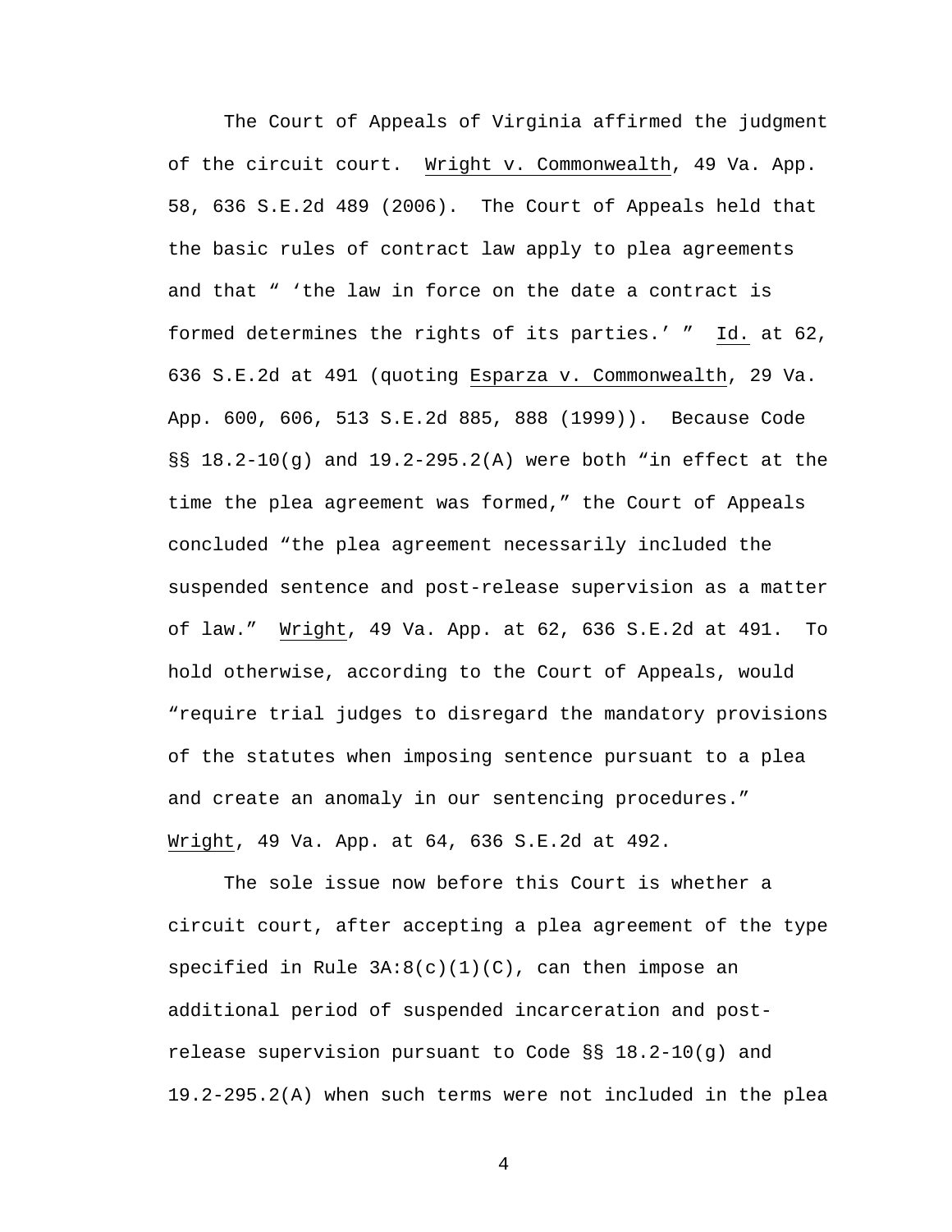The Court of Appeals of Virginia affirmed the judgment of the circuit court. _Wright v. Commonwealth_, 49 Va. App. 58, 636 S.E.2d 489 (2006). The Court of Appeals held that the basic rules of contract law apply to plea agreements and that " 'the law in force on the date a contract is formed determines the rights of its parties.' " _Id._ at 62, 636 S.E.2d at 491 (quoting _Esparza v. Commonwealth_, 29 Va. App. 600, 606, 513 S.E.2d 885, 888 (1999)). Because Code §§ 18.2-10(g) and 19.2-295.2(A) were both "in effect at the time the plea agreement was formed," the Court of Appeals concluded "the plea agreement necessarily included the suspended sentence and post-release supervision as a matter of law." _Wright_, 49 Va. App. at 62, 636 S.E.2d at 491. To hold otherwise, according to the Court of Appeals, would "require trial judges to disregard the mandatory provisions of the statutes when imposing sentence pursuant to a plea and create an anomaly in our sentencing procedures." _Wright_, 49 Va. App. at 64, 636 S.E.2d at 492.

The sole issue now before this Court is whether a circuit court, after accepting a plea agreement of the type specified in Rule 3A:8(c)(1)(C), can then impose an additional period of suspended incarceration and post-release supervision pursuant to Code §§ 18.2-10(g) and 19.2-295.2(A) when such terms were not included in the plea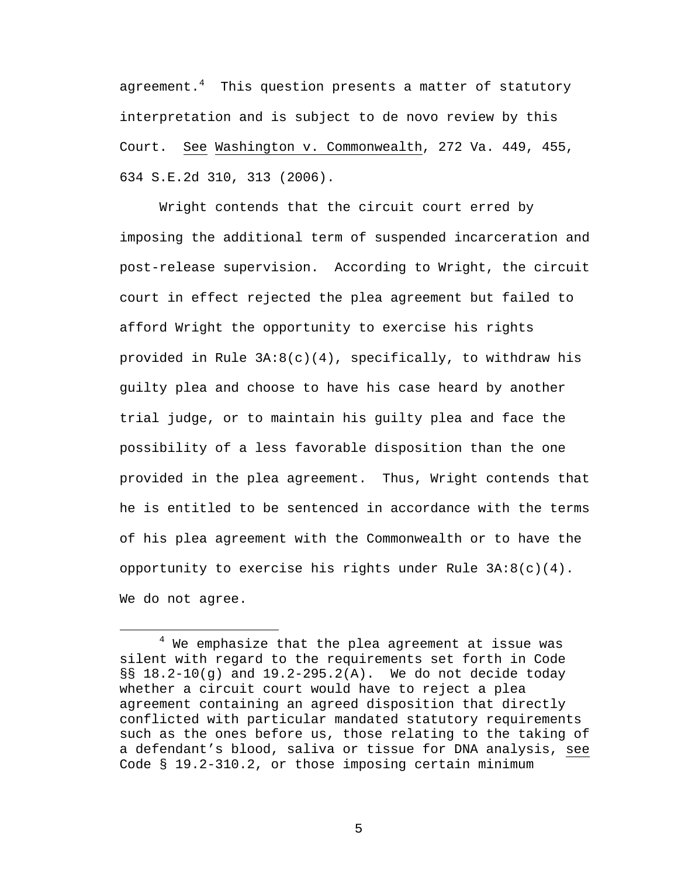agreement.[4] This question presents a matter of statutory interpretation and is subject to de novo review by this Court. See Washington v. Commonwealth, 272 Va. 449, 455, 634 S.E.2d 310, 313 (2006).

Wright contends that the circuit court erred by imposing the additional term of suspended incarceration and post-release supervision. According to Wright, the circuit court in effect rejected the plea agreement but failed to afford Wright the opportunity to exercise his rights provided in Rule 3A:8(c)(4), specifically, to withdraw his guilty plea and choose to have his case heard by another trial judge, or to maintain his guilty plea and face the possibility of a less favorable disposition than the one provided in the plea agreement. Thus, Wright contends that he is entitled to be sentenced in accordance with the terms of his plea agreement with the Commonwealth or to have the opportunity to exercise his rights under Rule 3A:8(c)(4). We do not agree.

[4] We emphasize that the plea agreement at issue was silent with regard to the requirements set forth in Code §§ 18.2-10(g) and 19.2-295.2(A). We do not decide today whether a circuit court would have to reject a plea agreement containing an agreed disposition that directly conflicted with particular mandated statutory requirements such as the ones before us, those relating to the taking of a defendant's blood, saliva or tissue for DNA analysis, see Code § 19.2-310.2, or those imposing certain minimum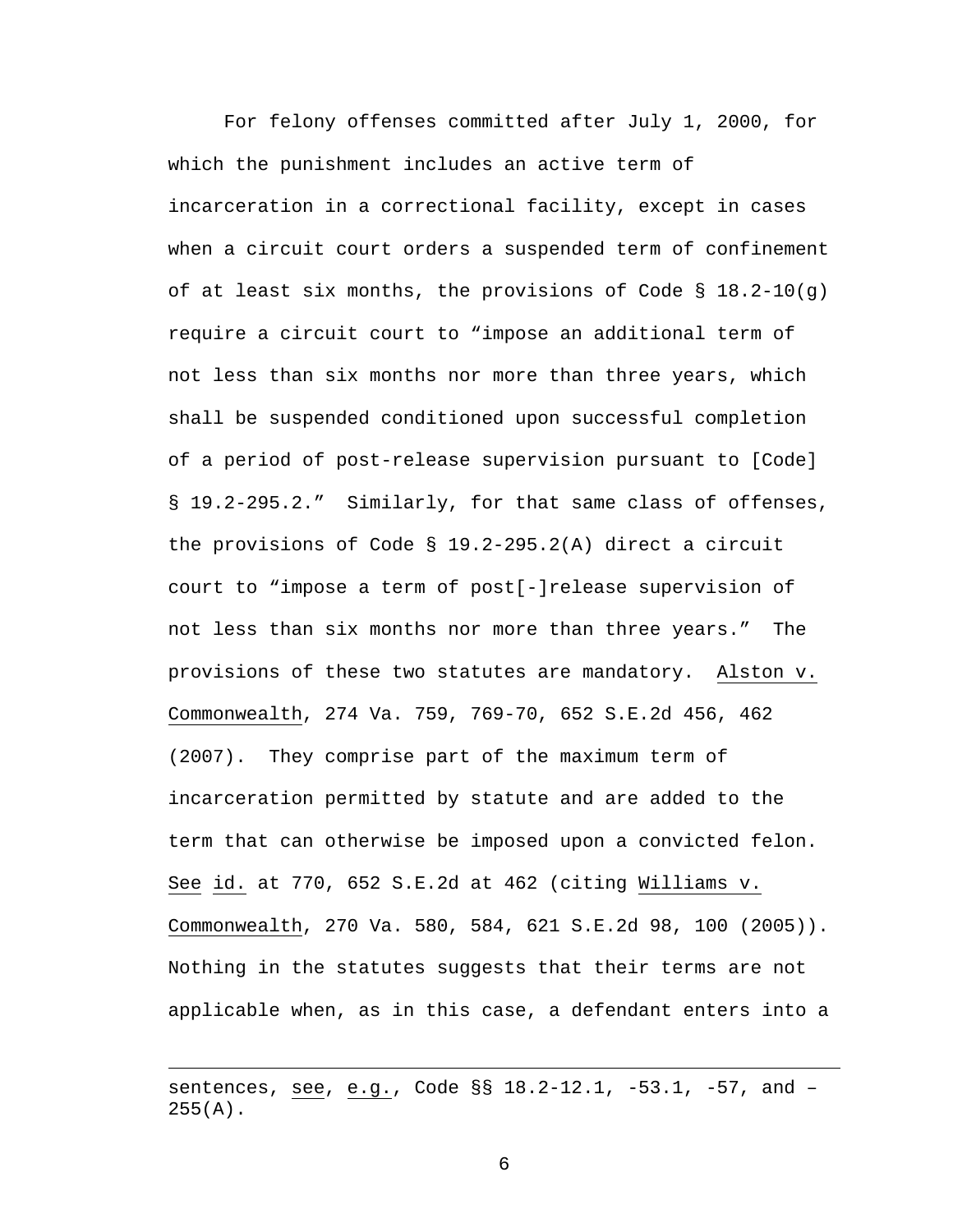For felony offenses committed after July 1, 2000, for which the punishment includes an active term of incarceration in a correctional facility, except in cases when a circuit court orders a suspended term of confinement of at least six months, the provisions of Code § 18.2-10(g) require a circuit court to "impose an additional term of not less than six months nor more than three years, which shall be suspended conditioned upon successful completion of a period of post-release supervision pursuant to [Code] § 19.2-295.2." Similarly, for that same class of offenses, the provisions of Code § 19.2-295.2(A) direct a circuit court to "impose a term of post[-]release supervision of not less than six months nor more than three years." The provisions of these two statutes are mandatory. Alston v. Commonwealth, 274 Va. 759, 769-70, 652 S.E.2d 456, 462 (2007). They comprise part of the maximum term of incarceration permitted by statute and are added to the term that can otherwise be imposed upon a convicted felon. See id. at 770, 652 S.E.2d at 462 (citing Williams v. Commonwealth, 270 Va. 580, 584, 621 S.E.2d 98, 100 (2005)). Nothing in the statutes suggests that their terms are not applicable when, as in this case, a defendant enters into a

---

sentences, see, e.g., Code §§ 18.2-12.1, -53.1, -57, and –255(A).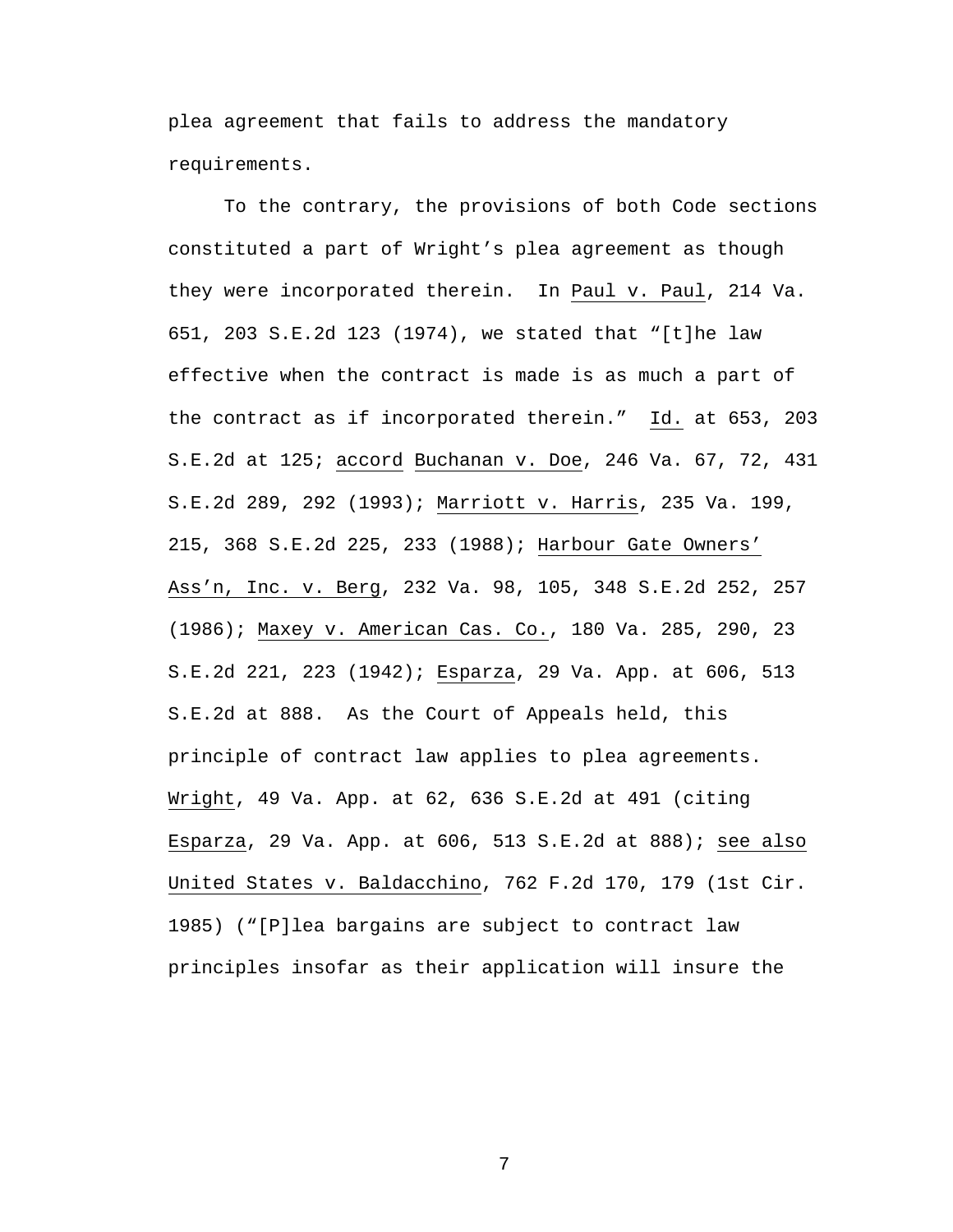plea agreement that fails to address the mandatory requirements.

To the contrary, the provisions of both Code sections constituted a part of Wright's plea agreement as though they were incorporated therein. In Paul v. Paul, 214 Va. 651, 203 S.E.2d 123 (1974), we stated that "[t]he law effective when the contract is made is as much a part of the contract as if incorporated therein." Id. at 653, 203 S.E.2d at 125; accord Buchanan v. Doe, 246 Va. 67, 72, 431 S.E.2d 289, 292 (1993); Marriott v. Harris, 235 Va. 199, 215, 368 S.E.2d 225, 233 (1988); Harbour Gate Owners' Ass'n, Inc. v. Berg, 232 Va. 98, 105, 348 S.E.2d 252, 257 (1986); Maxey v. American Cas. Co., 180 Va. 285, 290, 23 S.E.2d 221, 223 (1942); Esparza, 29 Va. App. at 606, 513 S.E.2d at 888. As the Court of Appeals held, this principle of contract law applies to plea agreements. Wright, 49 Va. App. at 62, 636 S.E.2d at 491 (citing Esparza, 29 Va. App. at 606, 513 S.E.2d at 888); see also United States v. Baldacchino, 762 F.2d 170, 179 (1st Cir. 1985) ("[P]lea bargains are subject to contract law principles insofar as their application will insure the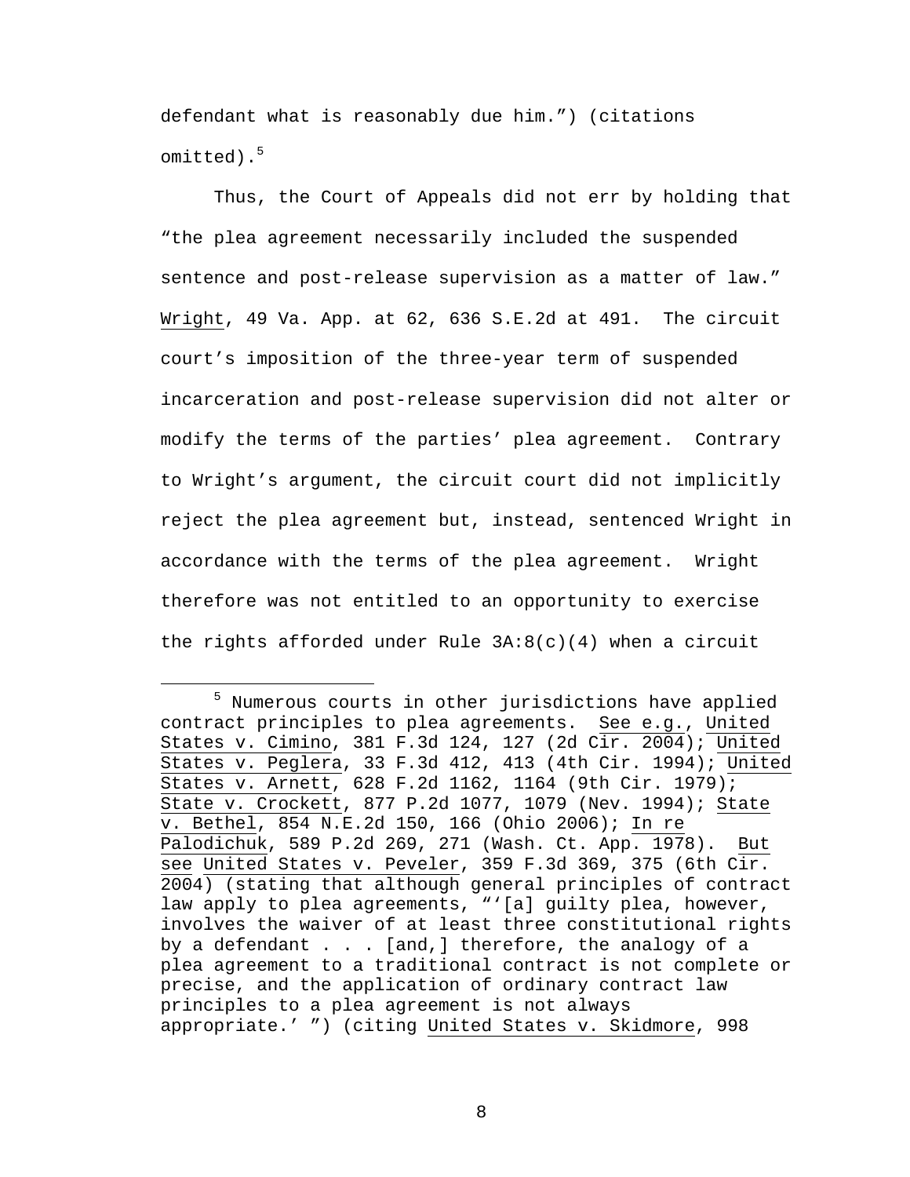defendant what is reasonably due him.") (citations omitted).[5]

Thus, the Court of Appeals did not err by holding that "the plea agreement necessarily included the suspended sentence and post-release supervision as a matter of law." Wright, 49 Va. App. at 62, 636 S.E.2d at 491. The circuit court's imposition of the three-year term of suspended incarceration and post-release supervision did not alter or modify the terms of the parties' plea agreement. Contrary to Wright's argument, the circuit court did not implicitly reject the plea agreement but, instead, sentenced Wright in accordance with the terms of the plea agreement. Wright therefore was not entitled to an opportunity to exercise the rights afforded under Rule 3A:8(c)(4) when a circuit

---

[5] Numerous courts in other jurisdictions have applied contract principles to plea agreements. See e.g., United States v. Cimino, 381 F.3d 124, 127 (2d Cir. 2004); United States v. Peglera, 33 F.3d 412, 413 (4th Cir. 1994); United States v. Arnett, 628 F.2d 1162, 1164 (9th Cir. 1979); State v. Crockett, 877 P.2d 1077, 1079 (Nev. 1994); State v. Bethel, 854 N.E.2d 150, 166 (Ohio 2006); In re Palodichuk, 589 P.2d 269, 271 (Wash. Ct. App. 1978). But see United States v. Peveler, 359 F.3d 369, 375 (6th Cir. 2004) (stating that although general principles of contract law apply to plea agreements, "'[a] guilty plea, however, involves the waiver of at least three constitutional rights by a defendant . . . [and,] therefore, the analogy of a plea agreement to a traditional contract is not complete or precise, and the application of ordinary contract law principles to a plea agreement is not always appropriate.' ") (citing United States v. Skidmore, 998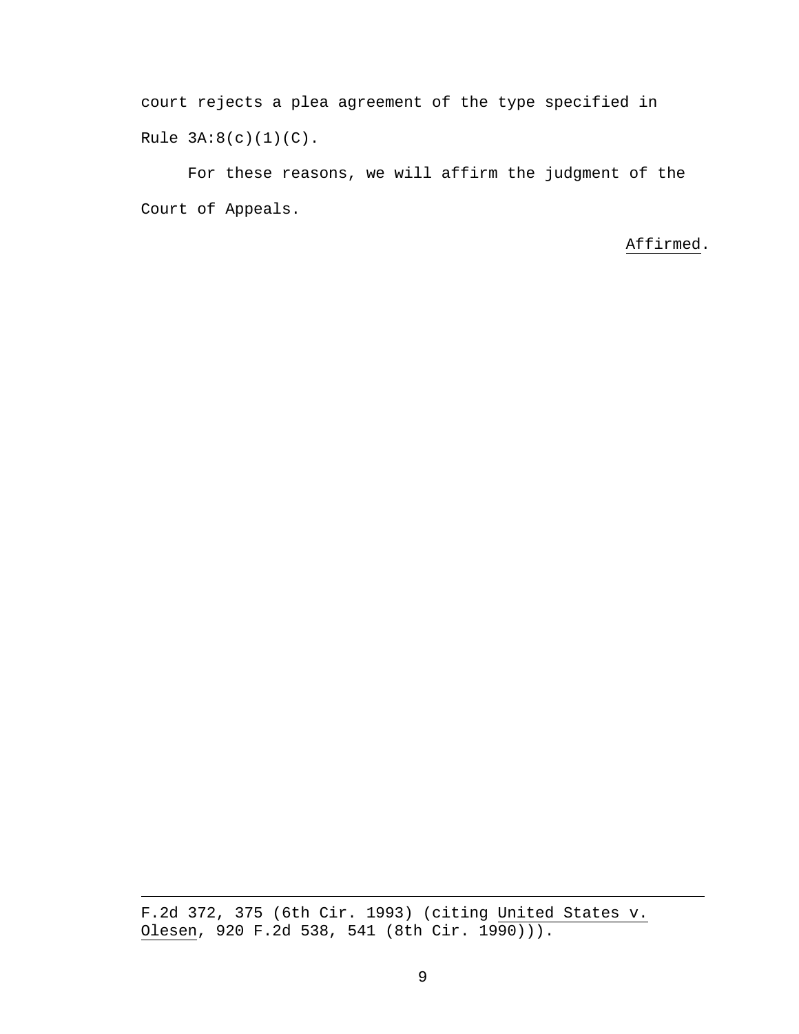court rejects a plea agreement of the type specified in Rule 3A:8(c)(1)(C).

For these reasons, we will affirm the judgment of the Court of Appeals.

*Affirmed*.

---

F.2d 372, 375 (6th Cir. 1993) (citing *United States v. Olesen*, 920 F.2d 538, 541 (8th Cir. 1990))).